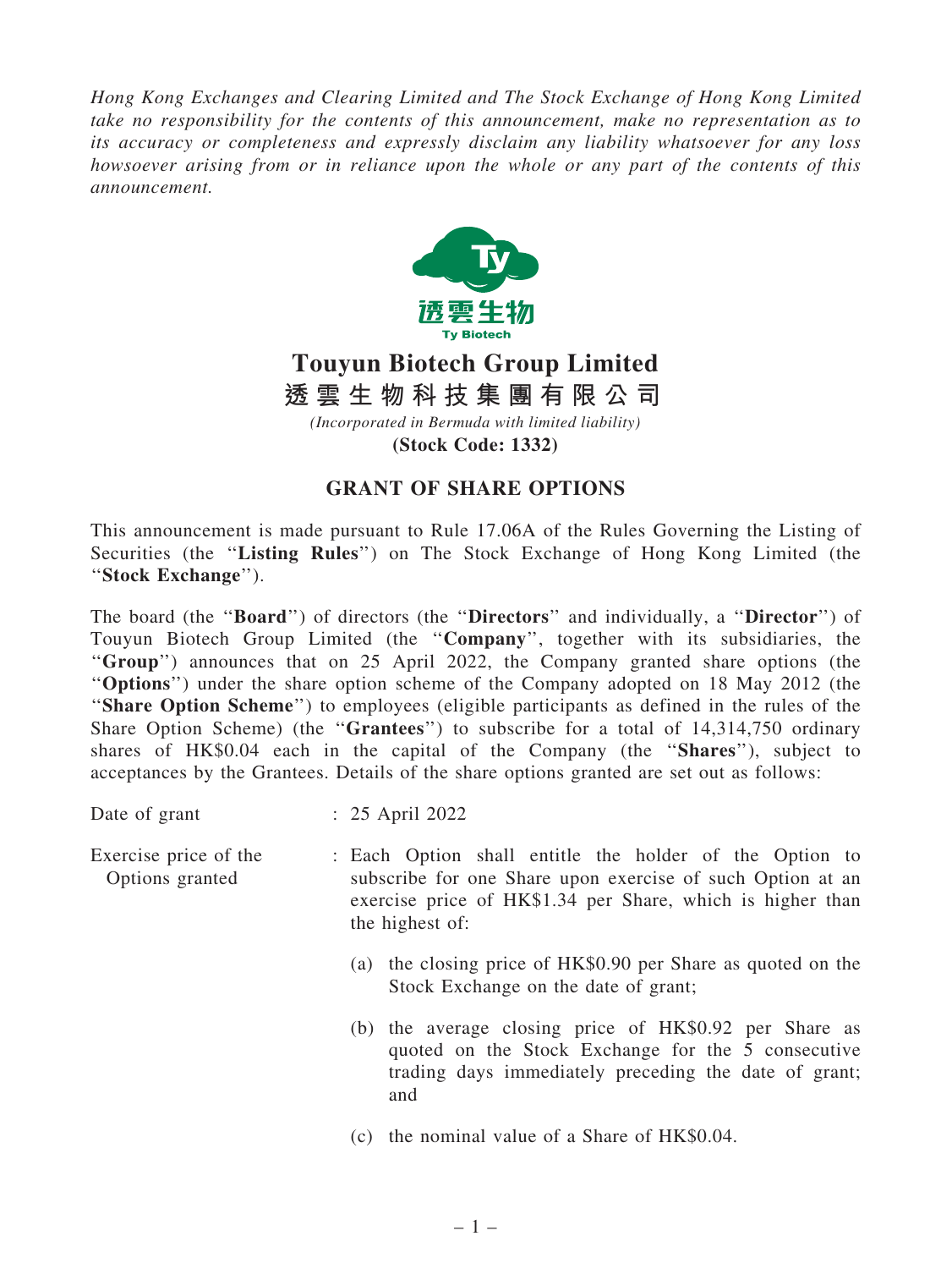*Hong Kong Exchanges and Clearing Limited and The Stock Exchange of Hong Kong Limited take no responsibility for the contents of this announcement, make no representation as to its accuracy or completeness and expressly disclaim any liability whatsoever for any loss howsoever arising from or in reliance upon the whole or any part of the contents of this announcement.*

透雲生物
Ty Biotech

# Touyun Biotech Group Limited
# 透雲生物科技集團有限公司

*(Incorporated in Bermuda with limited liability)*

**(Stock Code: 1332)**

## GRANT OF SHARE OPTIONS

This announcement is made pursuant to Rule 17.06A of the Rules Governing the Listing of Securities (the "**Listing Rules**") on The Stock Exchange of Hong Kong Limited (the "**Stock Exchange**").

The board (the "**Board**") of directors (the "**Directors**" and individually, a "**Director**") of Touyun Biotech Group Limited (the "**Company**", together with its subsidiaries, the "**Group**") announces that on 25 April 2022, the Company granted share options (the "**Options**") under the share option scheme of the Company adopted on 18 May 2012 (the "**Share Option Scheme**") to employees (eligible participants as defined in the rules of the Share Option Scheme) (the "**Grantees**") to subscribe for a total of 14,314,750 ordinary shares of HK$0.04 each in the capital of the Company (the "**Shares**"), subject to acceptances by the Grantees. Details of the share options granted are set out as follows:

Date of grant : 25 April 2022

Exercise price of the Options granted : Each Option shall entitle the holder of the Option to subscribe for one Share upon exercise of such Option at an exercise price of HK$1.34 per Share, which is higher than the highest of:

(a) the closing price of HK$0.90 per Share as quoted on the Stock Exchange on the date of grant;

(b) the average closing price of HK$0.92 per Share as quoted on the Stock Exchange for the 5 consecutive trading days immediately preceding the date of grant; and

(c) the nominal value of a Share of HK$0.04.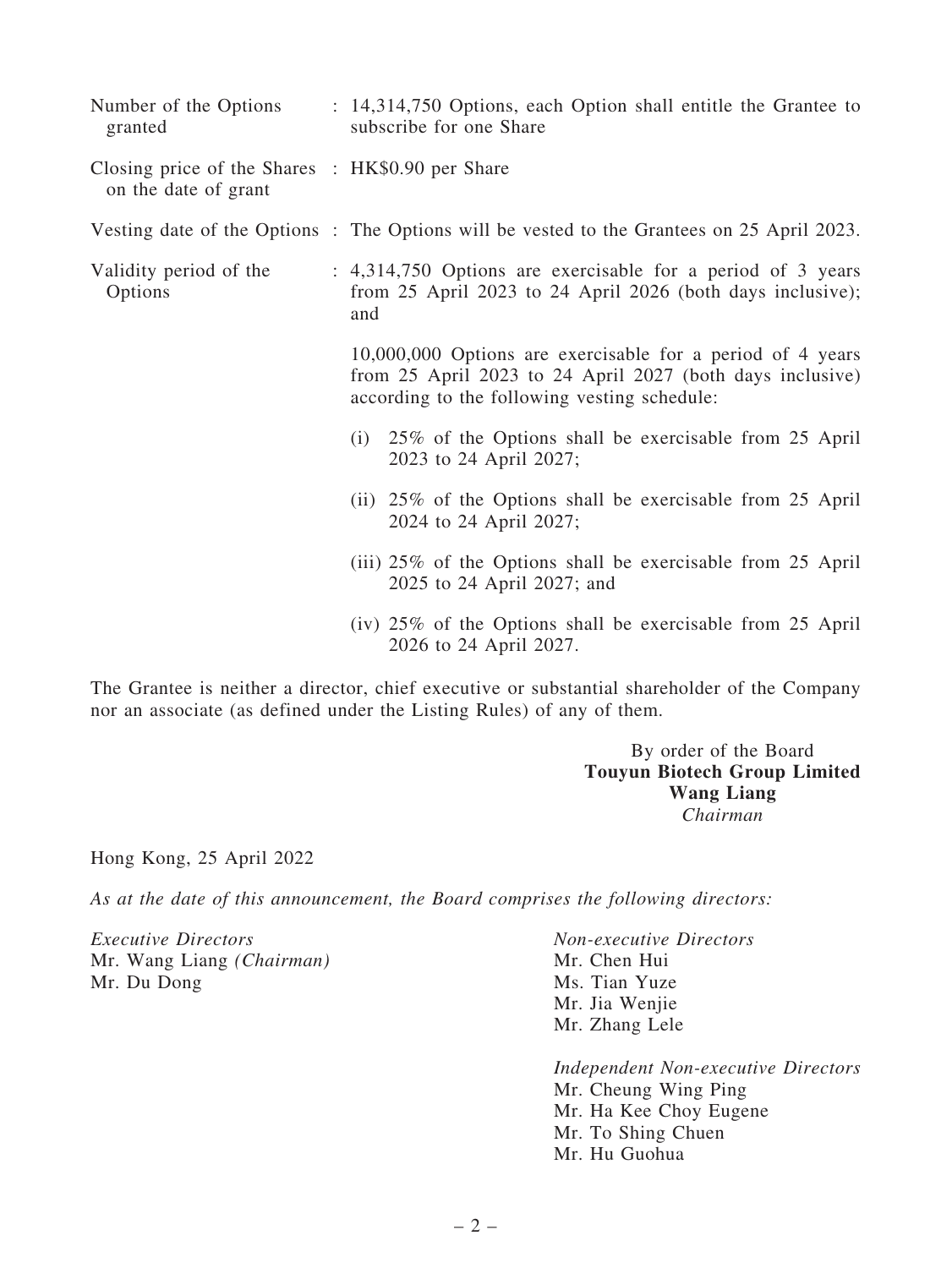| | | |
|---|---|---|
| Number of the Options granted | : | 14,314,750 Options, each Option shall entitle the Grantee to subscribe for one Share |
| Closing price of the Shares on the date of grant | : | HK$0.90 per Share |
| Vesting date of the Options | : | The Options will be vested to the Grantees on 25 April 2023. |
| Validity period of the Options | : | 4,314,750 Options are exercisable for a period of 3 years from 25 April 2023 to 24 April 2026 (both days inclusive); and<br><br>10,000,000 Options are exercisable for a period of 4 years from 25 April 2023 to 24 April 2027 (both days inclusive) according to the following vesting schedule:<br><br>(i) 25% of the Options shall be exercisable from 25 April 2023 to 24 April 2027;<br><br>(ii) 25% of the Options shall be exercisable from 25 April 2024 to 24 April 2027;<br><br>(iii) 25% of the Options shall be exercisable from 25 April 2025 to 24 April 2027; and<br><br>(iv) 25% of the Options shall be exercisable from 25 April 2026 to 24 April 2027. |

The Grantee is neither a director, chief executive or substantial shareholder of the Company nor an associate (as defined under the Listing Rules) of any of them.

By order of the Board
**Touyun Biotech Group Limited**
**Wang Liang**
*Chairman*

Hong Kong, 25 April 2022

*As at the date of this announcement, the Board comprises the following directors:*

*Executive Directors*
Mr. Wang Liang *(Chairman)*
Mr. Du Dong

*Non-executive Directors*
Mr. Chen Hui
Ms. Tian Yuze
Mr. Jia Wenjie
Mr. Zhang Lele

*Independent Non-executive Directors*
Mr. Cheung Wing Ping
Mr. Ha Kee Choy Eugene
Mr. To Shing Chuen
Mr. Hu Guohua